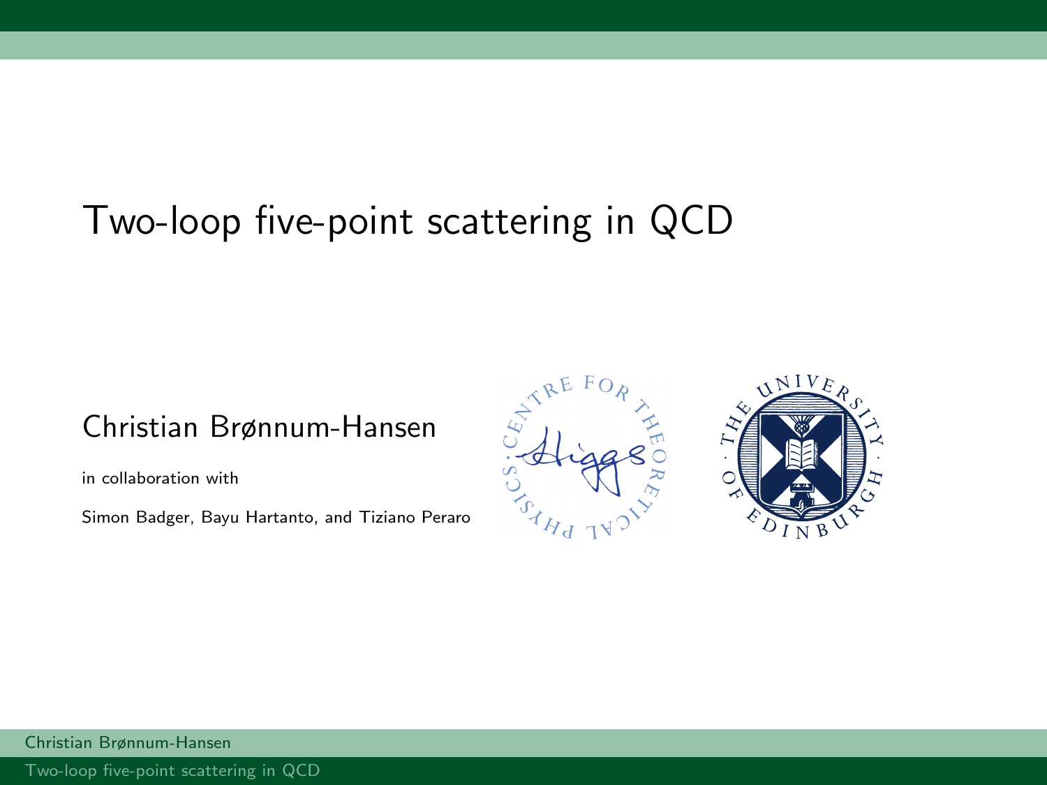# Two-loop five-point scattering in QCD

Christian Brønnum-Hansen

in collaboration with

Simon Badger, Bayu Hartanto, and Tiziano Peraro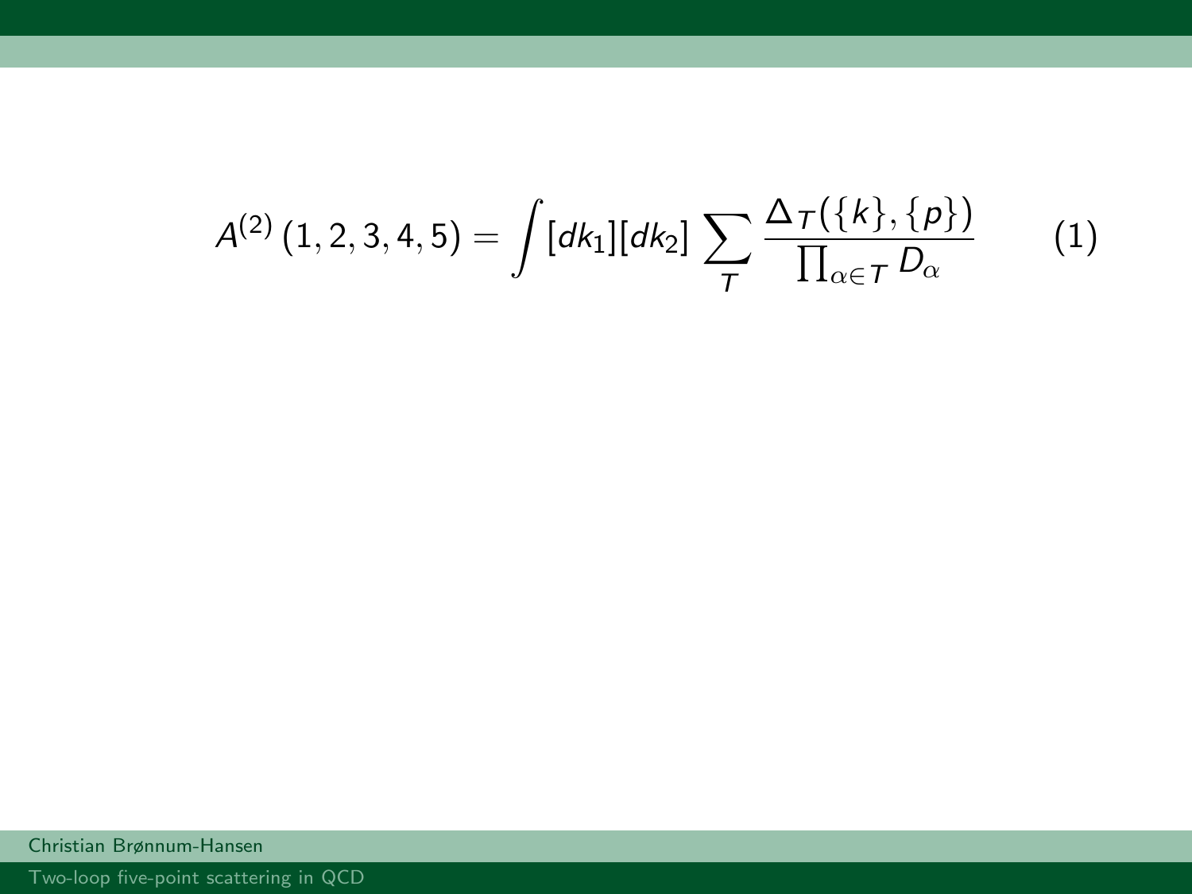$$A^{(2)}(1,2,3,4,5) = \int [dk_1][dk_2] \sum_T \frac{\Delta_T(\{k\},\{p\})}{\prod_{\alpha \in T} D_\alpha} \qquad (1)$$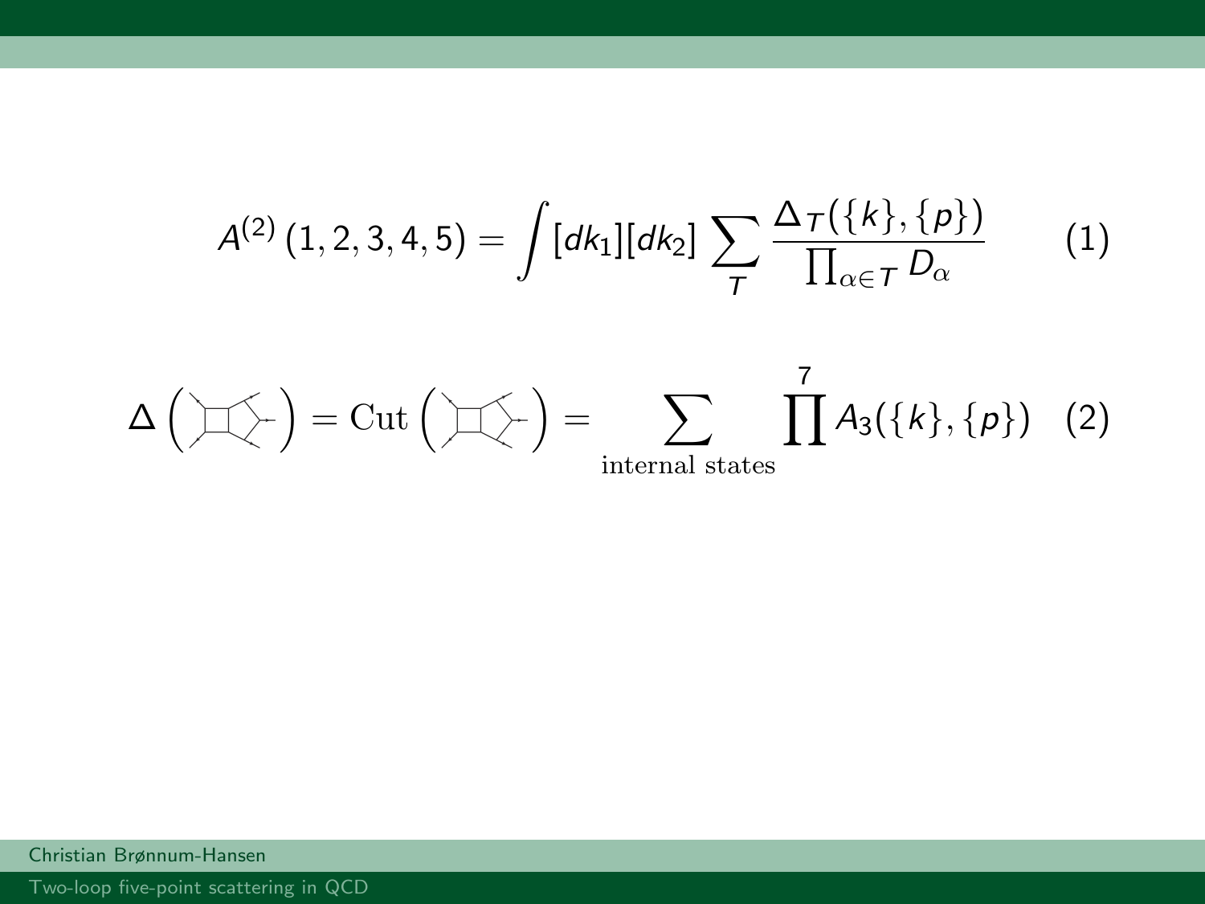$$A^{(2)}(1,2,3,4,5) = \int [dk_1][dk_2] \sum_T \frac{\Delta_T(\{k\},\{p\})}{\prod_{\alpha \in T} D_\alpha} \quad (1)$$

$$\Delta\left( \; \right) = \mathrm{Cut}\left( \; \right) = \sum_{\text{internal states}} \prod^{7} A_3(\{k\},\{p\}) \quad (2)$$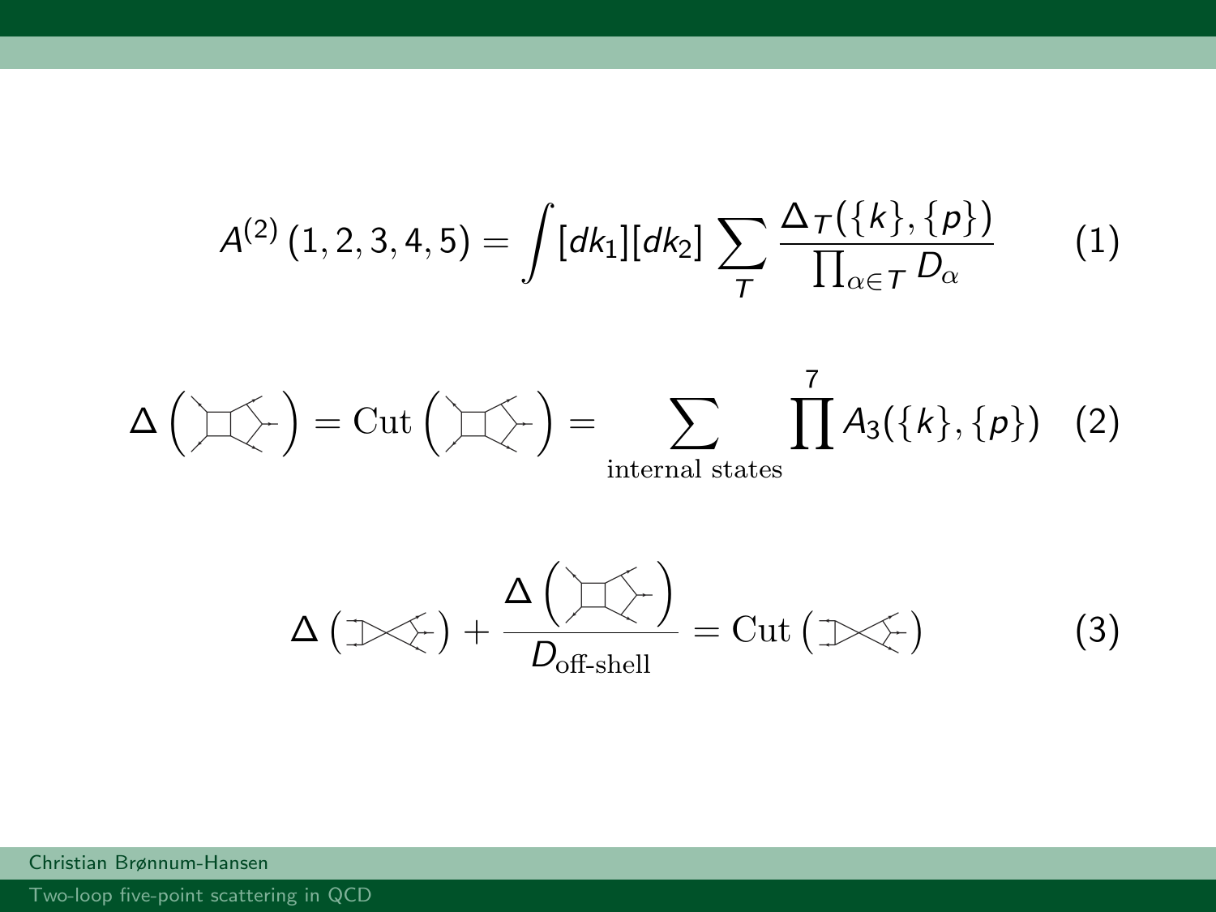$$A^{(2)}(1,2,3,4,5) = \int [dk_1][dk_2] \sum_T \frac{\Delta_T(\{k\},\{p\})}{\prod_{\alpha \in T} D_\alpha} \qquad (1)$$

$$\Delta\left( \text{[diagram]} \right) = \mathrm{Cut}\left( \text{[diagram]} \right) = \sum_{\text{internal states}} \prod^{7} A_3(\{k\},\{p\}) \qquad (2)$$

$$\Delta\left( \text{[diagram]} \right) + \frac{\Delta\left( \text{[diagram]} \right)}{D_{\text{off-shell}}} = \mathrm{Cut}\left( \text{[diagram]} \right) \qquad (3)$$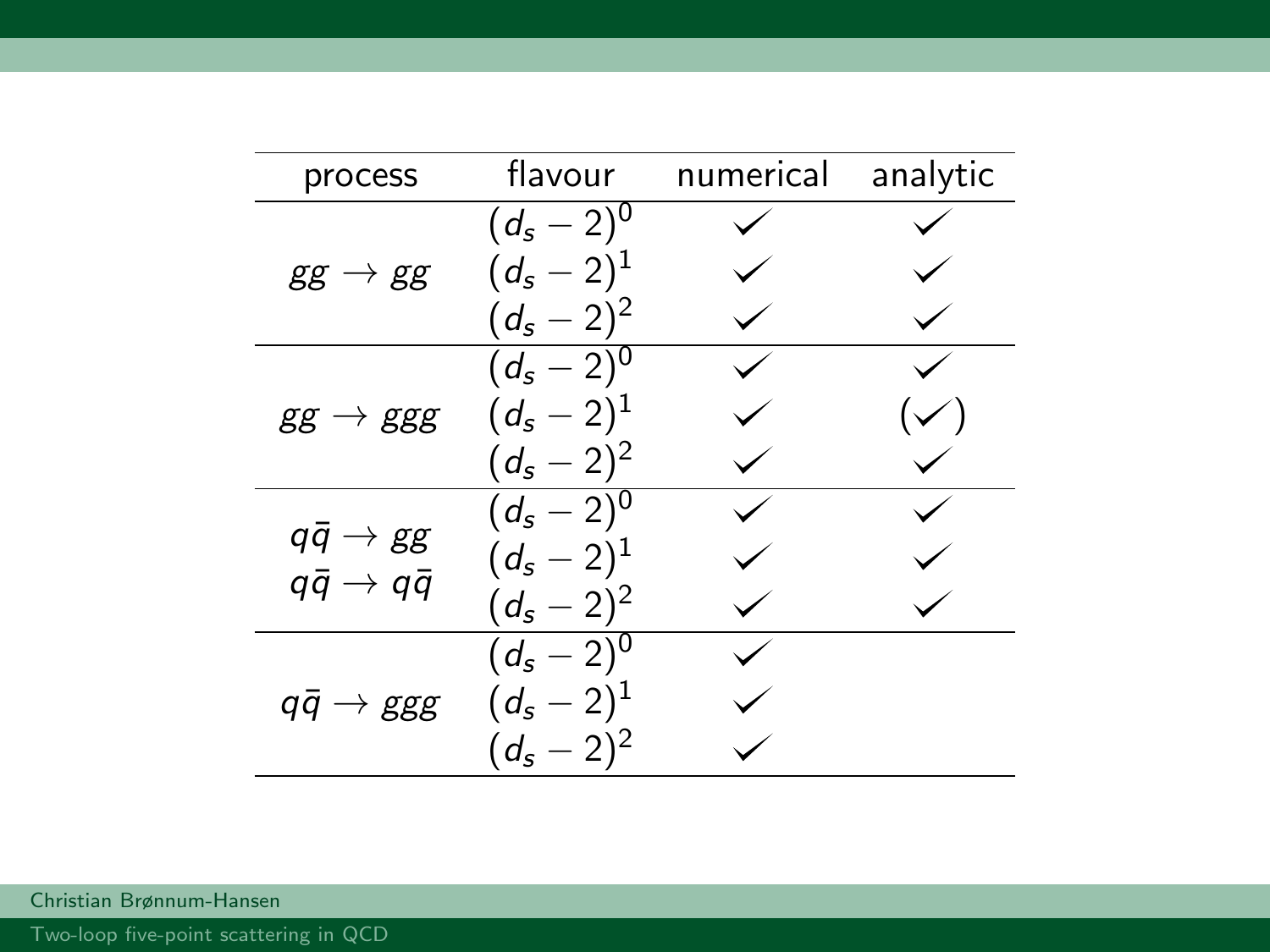| process | flavour | numerical | analytic |
|---|---|---|---|
| $gg \to gg$ | $(d_s-2)^0$ | ✓ | ✓ |
| | $(d_s-2)^1$ | ✓ | ✓ |
| | $(d_s-2)^2$ | ✓ | ✓ |
| $gg \to ggg$ | $(d_s-2)^0$ | ✓ | ✓ |
| | $(d_s-2)^1$ | ✓ | (✓) |
| | $(d_s-2)^2$ | ✓ | ✓ |
| $q\bar{q} \to gg$ <br> $q\bar{q} \to q\bar{q}$ | $(d_s-2)^0$ | ✓ | ✓ |
| | $(d_s-2)^1$ | ✓ | ✓ |
| | $(d_s-2)^2$ | ✓ | ✓ |
| $q\bar{q} \to ggg$ | $(d_s-2)^0$ | ✓ | |
| | $(d_s-2)^1$ | ✓ | |
| | $(d_s-2)^2$ | ✓ | |